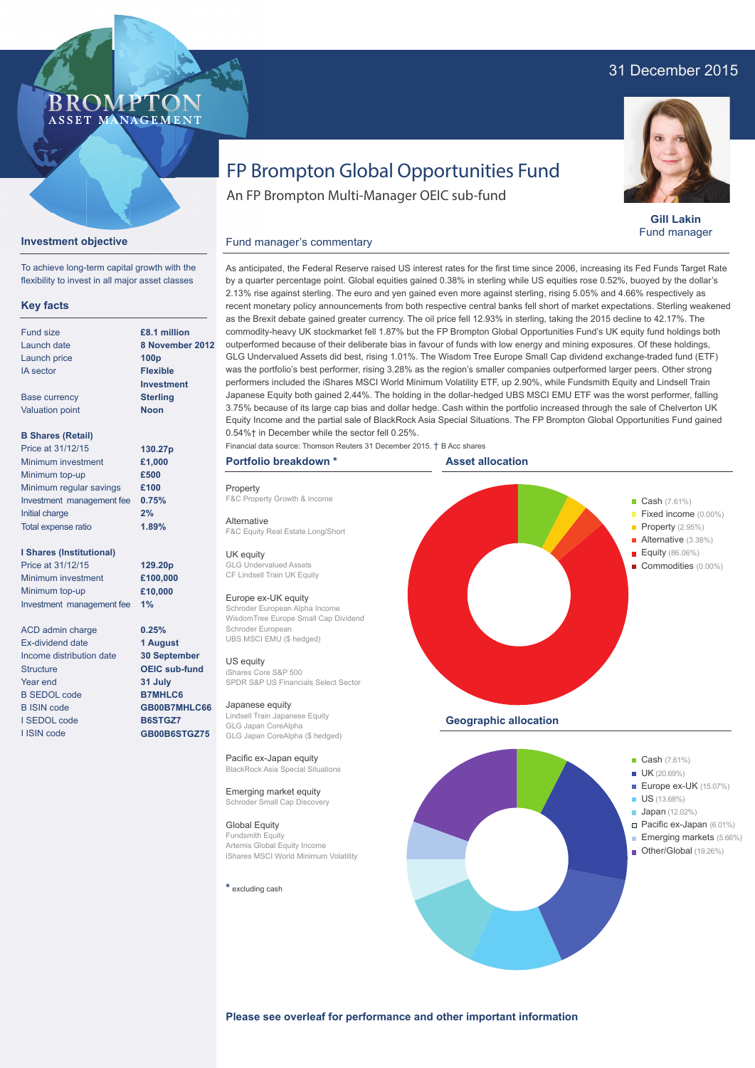31 December 2015

BROMPTON ASSET MANAGEMENT

# FP Brompton Global Opportunities Fund

An FP Brompton Multi-Manager OEIC sub-fund

**Gill Lakin**
Fund manager

## Investment objective

To achieve long-term capital growth with the flexibility to invest in all major asset classes

## Key facts

| | |
|---|---|
| Fund size | **£8.1 million** |
| Launch date | **8 November 2012** |
| Launch price | **100p** |
| IA sector | **Flexible Investment** |
| Base currency | **Sterling** |
| Valuation point | **Noon** |

**B Shares (Retail)**

| | |
|---|---|
| Price at 31/12/15 | **130.27p** |
| Minimum investment | **£1,000** |
| Minimum top-up | **£500** |
| Minimum regular savings | **£100** |
| Investment management fee | **0.75%** |
| Initial charge | **2%** |
| Total expense ratio | **1.89%** |

**I Shares (Institutional)**

| | |
|---|---|
| Price at 31/12/15 | **129.20p** |
| Minimum investment | **£100,000** |
| Minimum top-up | **£10,000** |
| Investment management fee | **1%** |

| | |
|---|---|
| ACD admin charge | **0.25%** |
| Ex-dividend date | **1 August** |
| Income distribution date | **30 September** |
| Structure | **OEIC sub-fund** |
| Year end | **31 July** |
| B SEDOL code | **B7MHLC6** |
| B ISIN code | **GB00B7MHLC66** |
| I SEDOL code | **B6STGZ7** |
| I ISIN code | **GB00B6STGZ75** |

## Fund manager's commentary

As anticipated, the Federal Reserve raised US interest rates for the first time since 2006, increasing its Fed Funds Target Rate by a quarter percentage point. Global equities gained 0.38% in sterling while US equities rose 0.52%, buoyed by the dollar's 2.13% rise against sterling. The euro and yen gained even more against sterling, rising 5.05% and 4.66% respectively as recent monetary policy announcements from both respective central banks fell short of market expectations. Sterling weakened as the Brexit debate gained greater currency. The oil price fell 12.93% in sterling, taking the 2015 decline to 42.17%. The commodity-heavy UK stockmarket fell 1.87% but the FP Brompton Global Opportunities Fund's UK equity fund holdings both outperformed because of their deliberate bias in favour of funds with low energy and mining exposures. Of these holdings, GLG Undervalued Assets did best, rising 1.01%. The Wisdom Tree Europe Small Cap dividend exchange-traded fund (ETF) was the portfolio's best performer, rising 3.28% as the region's smaller companies outperformed larger peers. Other strong performers included the iShares MSCI World Minimum Volatility ETF, up 2.90%, while Fundsmith Equity and Lindsell Train Japanese Equity both gained 2.44%. The holding in the dollar-hedged UBS MSCI EMU ETF was the worst performer, falling 3.75% because of its large cap bias and dollar hedge. Cash within the portfolio increased through the sale of Chelverton UK Equity Income and the partial sale of BlackRock Asia Special Situations. The FP Brompton Global Opportunities Fund gained 0.54%† in December while the sector fell 0.25%.

Financial data source: Thomson Reuters 31 December 2015. † B Acc shares

## Portfolio breakdown *

Property
F&C Property Growth & Income

Alternative
F&C Equity Real Estate Long/Short

UK equity
GLG Undervalued Assets
CF Lindsell Train UK Equity

Europe ex-UK equity
Schroder European Alpha Income
WisdomTree Europe Small Cap Dividend
Schroder European
UBS MSCI EMU ($ hedged)

US equity
iShares Core S&P 500
SPDR S&P US Financials Select Sector

Japanese equity
Lindsell Train Japanese Equity
GLG Japan CoreAlpha
GLG Japan CoreAlpha ($ hedged)

Pacific ex-Japan equity
BlackRock Asia Special Situations

Emerging market equity
Schroder Small Cap Discovery

Global Equity
Fundsmith Equity
Artemis Global Equity Income
iShares MSCI World Minimum Volatility

* excluding cash

## Asset allocation

- Cash (7.61%)
- Fixed income (0.00%)
- Property (2.95%)
- Alternative (3.38%)
- Equity (86.06%)
- Commodities (0.00%)

## Geographic allocation

- Cash (7.61%)
- UK (20.69%)
- Europe ex-UK (15.07%)
- US (13.68%)
- Japan (12.02%)
- Pacific ex-Japan (6.01%)
- Emerging markets (5.66%)
- Other/Global (19.26%)

**Please see overleaf for performance and other important information**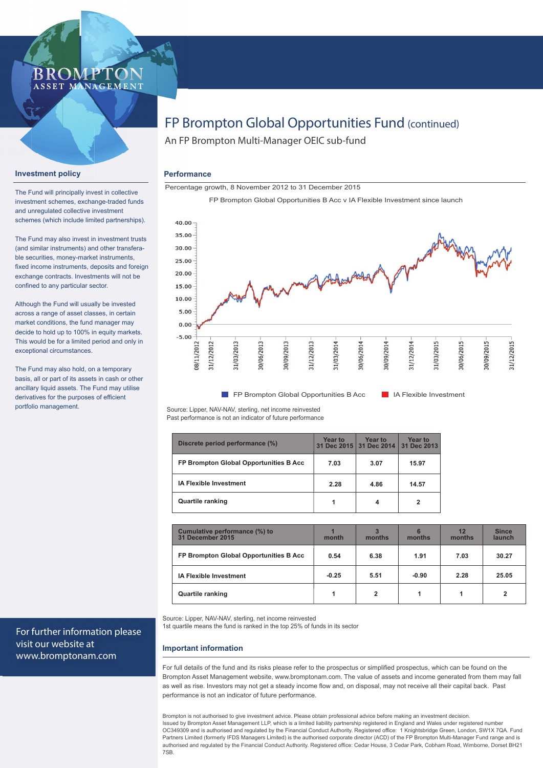BROMPTON
ASSET MANAGEMENT

# FP Brompton Global Opportunities Fund (continued)

An FP Brompton Multi-Manager OEIC sub-fund

## Investment policy

The Fund will principally invest in collective investment schemes, exchange-traded funds and unregulated collective investment schemes (which include limited partnerships).

The Fund may also invest in investment trusts (and similar instruments) and other transferable securities, money-market instruments, fixed income instruments, deposits and foreign exchange contracts. Investments will not be confined to any particular sector.

Although the Fund will usually be invested across a range of asset classes, in certain market conditions, the fund manager may decide to hold up to 100% in equity markets. This would be for a limited period and only in exceptional circumstances.

The Fund may also hold, on a temporary basis, all or part of its assets in cash or other ancillary liquid assets. The Fund may utilise derivatives for the purposes of efficient portfolio management.

For further information please visit our website at www.bromptonam.com

## Performance

Percentage growth, 8 November 2012 to 31 December 2015

FP Brompton Global Opportunities B Acc v IA Flexible Investment since launch

40.00
35.00
30.00
25.00
20.00
15.00
10.00
5.00
0.00
-5.00

08/11/2012
31/12/2012
31/03/2013
30/06/2013
30/09/2013
31/12/2013
31/03/2014
30/06/2014
30/09/2014
31/12/2014
31/03/2015
30/06/2015
30/09/2015
31/12/2015

FP Brompton Global Opportunities B Acc
IA Flexible Investment

Source: Lipper, NAV-NAV, sterling, net income reinvested
Past performance is not an indicator of future performance

| Discrete period performance (%) | Year to 31 Dec 2015 | Year to 31 Dec 2014 | Year to 31 Dec 2013 |
|---|---|---|---|
| FP Brompton Global Opportunities B Acc | 7.03 | 3.07 | 15.97 |
| IA Flexible Investment | 2.28 | 4.86 | 14.57 |
| Quartile ranking | 1 | 4 | 2 |

| Cumulative performance (%) to 31 December 2015 | 1 month | 3 months | 6 months | 12 months | Since launch |
|---|---|---|---|---|---|
| FP Brompton Global Opportunities B Acc | 0.54 | 6.38 | 1.91 | 7.03 | 30.27 |
| IA Flexible Investment | -0.25 | 5.51 | -0.90 | 2.28 | 25.05 |
| Quartile ranking | 1 | 2 | 1 | 1 | 2 |

Source: Lipper, NAV-NAV, sterling, net income reinvested
1st quartile means the fund is ranked in the top 25% of funds in its sector

## Important information

For full details of the fund and its risks please refer to the prospectus or simplified prospectus, which can be found on the Brompton Asset Management website, www.bromptonam.com. The value of assets and income generated from them may fall as well as rise. Investors may not get a steady income flow and, on disposal, may not receive all their capital back. Past performance is not an indicator of future performance.

Brompton is not authorised to give investment advice. Please obtain professional advice before making an investment decision. Issued by Brompton Asset Management LLP, which is a limited liability partnership registered in England and Wales under registered number OC349309 and is authorised and regulated by the Financial Conduct Authority. Registered office: 1 Knightsbridge Green, London, SW1X 7QA. Fund Partners Limited (formerly IFDS Managers Limited) is the authorised corporate director (ACD) of the FP Brompton Multi-Manager Fund range and is authorised and regulated by the Financial Conduct Authority. Registered office: Cedar House, 3 Cedar Park, Cobham Road, Wimborne, Dorset BH21 7SB.